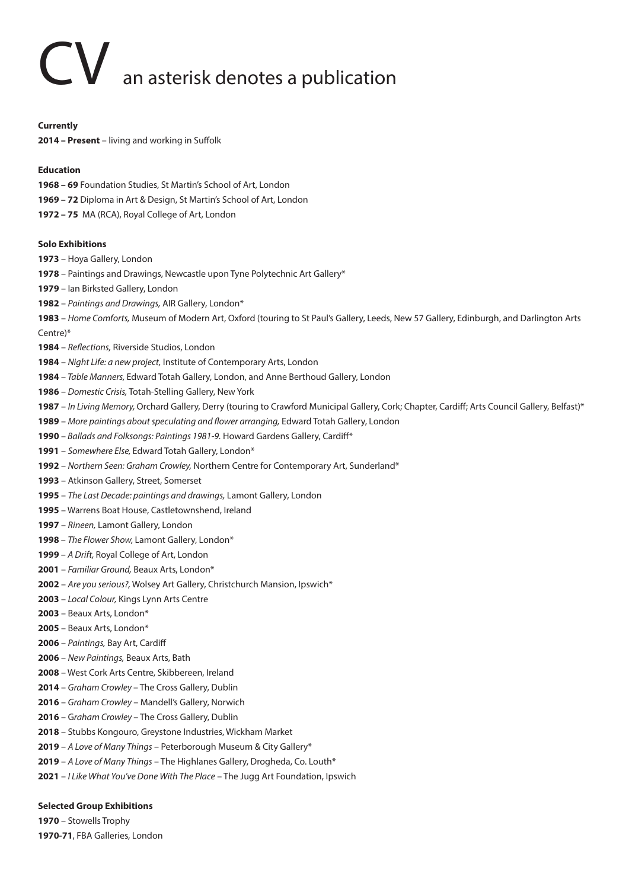# CV an asterisk denotes a publication

**Currently**

**2014 – Present** – living and working in Suffolk

**Education**

**1968 – 69** Foundation Studies, St Martin's School of Art, London
**1969 – 72** Diploma in Art & Design, St Martin's School of Art, London
**1972 – 75** MA (RCA), Royal College of Art, London

**Solo Exhibitions**

**1973** – Hoya Gallery, London
**1978** – Paintings and Drawings, Newcastle upon Tyne Polytechnic Art Gallery*
**1979** – Ian Birksted Gallery, London
**1982** – *Paintings and Drawings,* AIR Gallery, London*
**1983** – *Home Comforts,* Museum of Modern Art, Oxford (touring to St Paul's Gallery, Leeds, New 57 Gallery, Edinburgh, and Darlington Arts Centre)*
**1984** – *Reflections,* Riverside Studios, London
**1984** – *Night Life: a new project,* Institute of Contemporary Arts, London
**1984** – *Table Manners,* Edward Totah Gallery, London, and Anne Berthoud Gallery, London
**1986** – *Domestic Crisis,* Totah-Stelling Gallery, New York
**1987** – *In Living Memory,* Orchard Gallery, Derry (touring to Crawford Municipal Gallery, Cork; Chapter, Cardiff; Arts Council Gallery, Belfast)*
**1989** – *More paintings about speculating and flower arranging,* Edward Totah Gallery, London
**1990** – *Ballads and Folksongs: Paintings 1981-9.* Howard Gardens Gallery, Cardiff*
**1991** – *Somewhere Else,* Edward Totah Gallery, London*
**1992** – *Northern Seen: Graham Crowley,* Northern Centre for Contemporary Art, Sunderland*
**1993** – Atkinson Gallery, Street, Somerset
**1995** – *The Last Decade: paintings and drawings,* Lamont Gallery, London
**1995** – Warrens Boat House, Castletownshend, Ireland
**1997** – *Rineen,* Lamont Gallery, London
**1998** – *The Flower Show,* Lamont Gallery, London*
**1999** – *A Drift,* Royal College of Art, London
**2001** – *Familiar Ground,* Beaux Arts, London*
**2002** – *Are you serious?,* Wolsey Art Gallery, Christchurch Mansion, Ipswich*
**2003** – *Local Colour,* Kings Lynn Arts Centre
**2003** – Beaux Arts, London*
**2005** – Beaux Arts, London*
**2006** – *Paintings,* Bay Art, Cardiff
**2006** – *New Paintings,* Beaux Arts, Bath
**2008** – West Cork Arts Centre, Skibbereen, Ireland
**2014** – *Graham Crowley* – The Cross Gallery, Dublin
**2016** – *Graham Crowley* – Mandell's Gallery, Norwich
**2016** – *Graham Crowley* – The Cross Gallery, Dublin
**2018** – Stubbs Kongouro, Greystone Industries, Wickham Market
**2019** – *A Love of Many Things* – Peterborough Museum & City Gallery*
**2019** – *A Love of Many Things* – The Highlanes Gallery, Drogheda, Co. Louth*
**2021** – *I Like What You've Done With The Place* – The Jugg Art Foundation, Ipswich

**Selected Group Exhibitions**

**1970** – Stowells Trophy
**1970-71**, FBA Galleries, London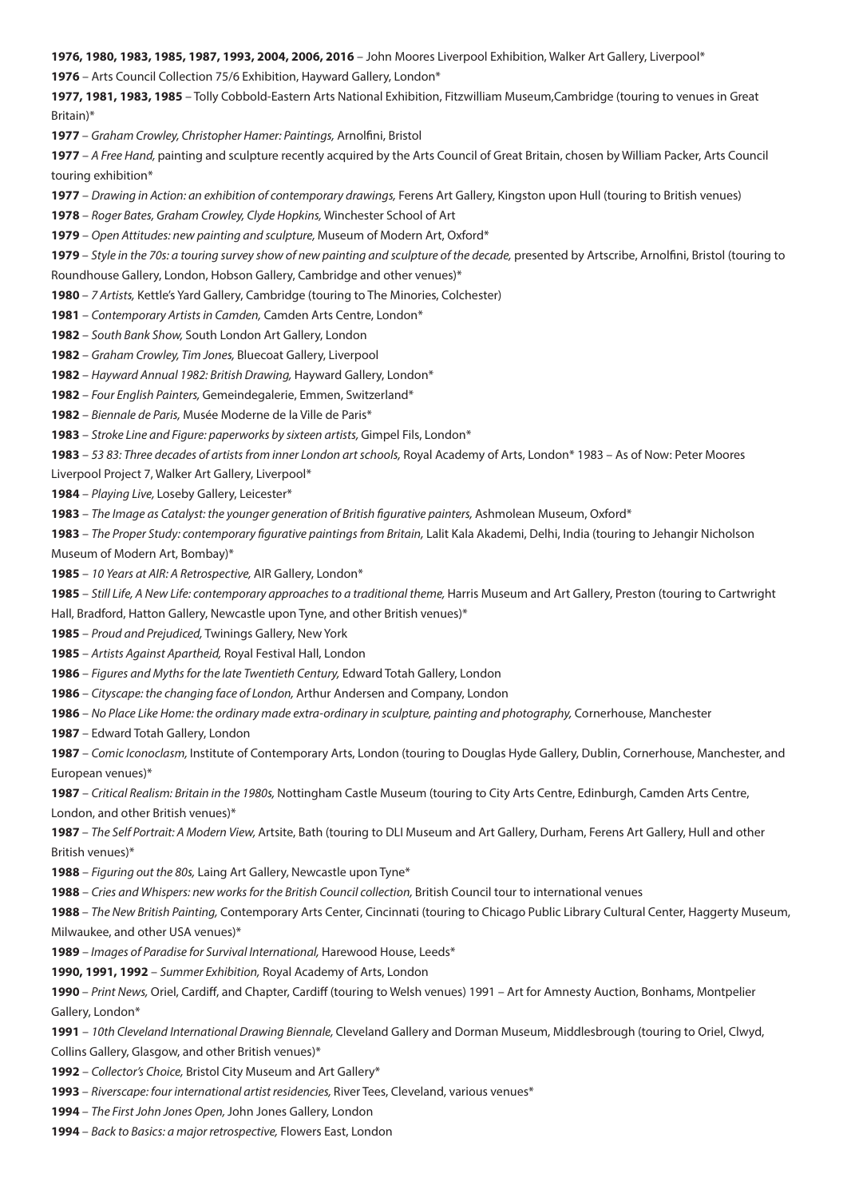**1976, 1980, 1983, 1985, 1987, 1993, 2004, 2006, 2016** – John Moores Liverpool Exhibition, Walker Art Gallery, Liverpool*

**1976** – Arts Council Collection 75/6 Exhibition, Hayward Gallery, London*

**1977, 1981, 1983, 1985** – Tolly Cobbold-Eastern Arts National Exhibition, Fitzwilliam Museum,Cambridge (touring to venues in Great Britain)*

**1977** – *Graham Crowley, Christopher Hamer: Paintings,* Arnolfini, Bristol

**1977** – *A Free Hand,* painting and sculpture recently acquired by the Arts Council of Great Britain, chosen by William Packer, Arts Council touring exhibition*

**1977** – *Drawing in Action: an exhibition of contemporary drawings,* Ferens Art Gallery, Kingston upon Hull (touring to British venues)

**1978** – *Roger Bates, Graham Crowley, Clyde Hopkins,* Winchester School of Art

**1979** – *Open Attitudes: new painting and sculpture,* Museum of Modern Art, Oxford*

**1979** – *Style in the 70s: a touring survey show of new painting and sculpture of the decade,* presented by Artscribe, Arnolfini, Bristol (touring to Roundhouse Gallery, London, Hobson Gallery, Cambridge and other venues)*

**1980** – *7 Artists,* Kettle's Yard Gallery, Cambridge (touring to The Minories, Colchester)

**1981** – *Contemporary Artists in Camden,* Camden Arts Centre, London*

**1982** – *South Bank Show,* South London Art Gallery, London

**1982** – *Graham Crowley, Tim Jones,* Bluecoat Gallery, Liverpool

**1982** – *Hayward Annual 1982: British Drawing,* Hayward Gallery, London*

**1982** – *Four English Painters,* Gemeindegalerie, Emmen, Switzerland*

**1982** – *Biennale de Paris,* Musée Moderne de la Ville de Paris*

**1983** – *Stroke Line and Figure: paperworks by sixteen artists,* Gimpel Fils, London*

**1983** – *53 83: Three decades of artists from inner London art schools,* Royal Academy of Arts, London* 1983 – As of Now: Peter Moores Liverpool Project 7, Walker Art Gallery, Liverpool*

**1984** – *Playing Live,* Loseby Gallery, Leicester*

**1983** – *The Image as Catalyst: the younger generation of British figurative painters,* Ashmolean Museum, Oxford*

**1983** – *The Proper Study: contemporary figurative paintings from Britain,* Lalit Kala Akademi, Delhi, India (touring to Jehangir Nicholson Museum of Modern Art, Bombay)*

**1985** – *10 Years at AIR: A Retrospective,* AIR Gallery, London*

**1985** – *Still Life, A New Life: contemporary approaches to a traditional theme,* Harris Museum and Art Gallery, Preston (touring to Cartwright Hall, Bradford, Hatton Gallery, Newcastle upon Tyne, and other British venues)*

**1985** – *Proud and Prejudiced,* Twinings Gallery, New York

**1985** – *Artists Against Apartheid,* Royal Festival Hall, London

**1986** – *Figures and Myths for the late Twentieth Century,* Edward Totah Gallery, London

**1986** – *Cityscape: the changing face of London,* Arthur Andersen and Company, London

**1986** – *No Place Like Home: the ordinary made extra-ordinary in sculpture, painting and photography,* Cornerhouse, Manchester

**1987** – Edward Totah Gallery, London

**1987** – *Comic Iconoclasm,* Institute of Contemporary Arts, London (touring to Douglas Hyde Gallery, Dublin, Cornerhouse, Manchester, and European venues)*

**1987** – *Critical Realism: Britain in the 1980s,* Nottingham Castle Museum (touring to City Arts Centre, Edinburgh, Camden Arts Centre, London, and other British venues)*

**1987** – *The Self Portrait: A Modern View,* Artsite, Bath (touring to DLI Museum and Art Gallery, Durham, Ferens Art Gallery, Hull and other British venues)*

**1988** – *Figuring out the 80s,* Laing Art Gallery, Newcastle upon Tyne*

**1988** – *Cries and Whispers: new works for the British Council collection,* British Council tour to international venues

**1988** – *The New British Painting,* Contemporary Arts Center, Cincinnati (touring to Chicago Public Library Cultural Center, Haggerty Museum, Milwaukee, and other USA venues)*

**1989** – *Images of Paradise for Survival International,* Harewood House, Leeds*

**1990, 1991, 1992** – *Summer Exhibition,* Royal Academy of Arts, London

**1990** – *Print News,* Oriel, Cardiff, and Chapter, Cardiff (touring to Welsh venues) 1991 – Art for Amnesty Auction, Bonhams, Montpelier Gallery, London*

**1991** – *10th Cleveland International Drawing Biennale,* Cleveland Gallery and Dorman Museum, Middlesbrough (touring to Oriel, Clwyd, Collins Gallery, Glasgow, and other British venues)*

**1992** – *Collector's Choice,* Bristol City Museum and Art Gallery*

**1993** – *Riverscape: four international artist residencies,* River Tees, Cleveland, various venues*

**1994** – *The First John Jones Open,* John Jones Gallery, London

**1994** – *Back to Basics: a major retrospective,* Flowers East, London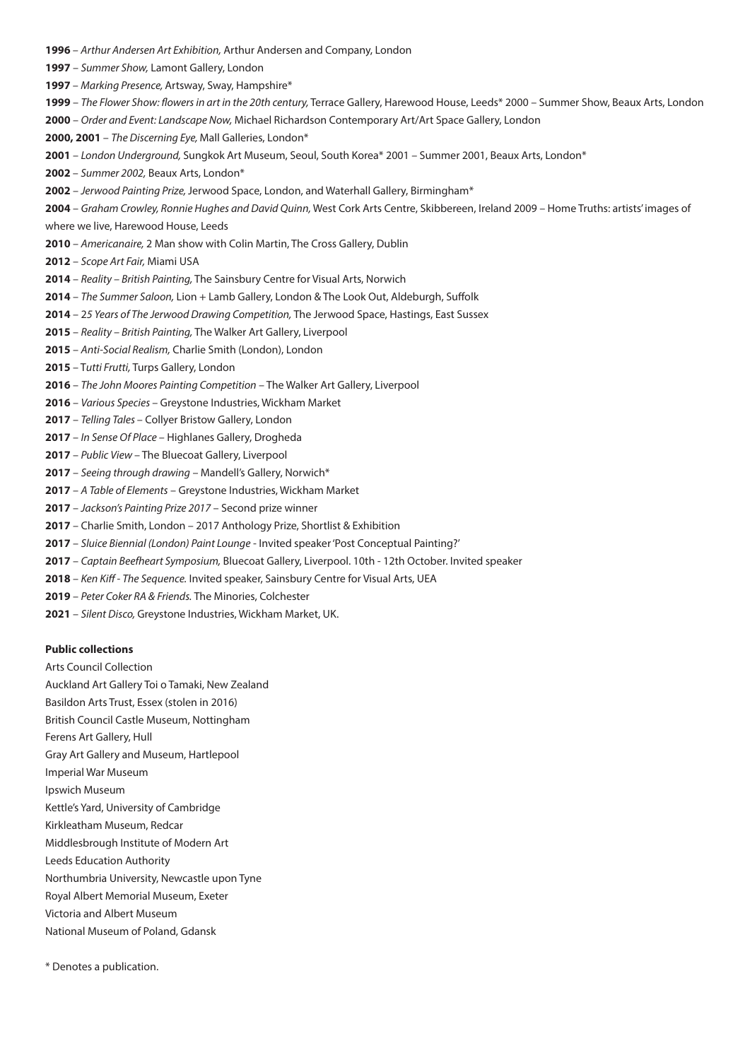**1996** – *Arthur Andersen Art Exhibition,* Arthur Andersen and Company, London

**1997** – *Summer Show,* Lamont Gallery, London

**1997** – *Marking Presence,* Artsway, Sway, Hampshire*

**1999** – *The Flower Show: flowers in art in the 20th century,* Terrace Gallery, Harewood House, Leeds* 2000 – Summer Show, Beaux Arts, London

**2000** – *Order and Event: Landscape Now,* Michael Richardson Contemporary Art/Art Space Gallery, London

**2000, 2001** – *The Discerning Eye,* Mall Galleries, London*

**2001** – *London Underground,* Sungkok Art Museum, Seoul, South Korea* 2001 – Summer 2001, Beaux Arts, London*

**2002** – *Summer 2002,* Beaux Arts, London*

**2002** – *Jerwood Painting Prize,* Jerwood Space, London, and Waterhall Gallery, Birmingham*

**2004** – *Graham Crowley, Ronnie Hughes and David Quinn,* West Cork Arts Centre, Skibbereen, Ireland 2009 – Home Truths: artists' images of where we live, Harewood House, Leeds

**2010** – *Americanaire,* 2 Man show with Colin Martin, The Cross Gallery, Dublin

**2012** – *Scope Art Fair,* Miami USA

**2014** – *Reality – British Painting,* The Sainsbury Centre for Visual Arts, Norwich

**2014** – *The Summer Saloon,* Lion + Lamb Gallery, London & The Look Out, Aldeburgh, Suffolk

**2014** – *25 Years of The Jerwood Drawing Competition,* The Jerwood Space, Hastings, East Sussex

**2015** – *Reality – British Painting,* The Walker Art Gallery, Liverpool

**2015** – *Anti-Social Realism,* Charlie Smith (London), London

**2015** – *Tutti Frutti,* Turps Gallery, London

**2016** – *The John Moores Painting Competition* – The Walker Art Gallery, Liverpool

**2016** – *Various Species* – Greystone Industries, Wickham Market

**2017** – *Telling Tales* – Collyer Bristow Gallery, London

**2017** – *In Sense Of Place* – Highlanes Gallery, Drogheda

**2017** – *Public View* – The Bluecoat Gallery, Liverpool

**2017** – *Seeing through drawing* – Mandell's Gallery, Norwich*

**2017** – *A Table of Elements* – Greystone Industries, Wickham Market

**2017** – *Jackson's Painting Prize 2017* – Second prize winner

**2017** – Charlie Smith, London – 2017 Anthology Prize, Shortlist & Exhibition

**2017** – *Sluice Biennial (London) Paint Lounge* - Invited speaker 'Post Conceptual Painting?'

**2017** – *Captain Beefheart Symposium,* Bluecoat Gallery, Liverpool. 10th - 12th October. Invited speaker

**2018** – *Ken Kiff - The Sequence.* Invited speaker, Sainsbury Centre for Visual Arts, UEA

**2019** – *Peter Coker RA & Friends.* The Minories, Colchester

**2021** – *Silent Disco,* Greystone Industries, Wickham Market, UK.

**Public collections**

Arts Council Collection

Auckland Art Gallery Toi o Tamaki, New Zealand

Basildon Arts Trust, Essex (stolen in 2016)

British Council Castle Museum, Nottingham

Ferens Art Gallery, Hull

Gray Art Gallery and Museum, Hartlepool

Imperial War Museum

Ipswich Museum

Kettle's Yard, University of Cambridge

Kirkleatham Museum, Redcar

Middlesbrough Institute of Modern Art

Leeds Education Authority

Northumbria University, Newcastle upon Tyne

Royal Albert Memorial Museum, Exeter

Victoria and Albert Museum

National Museum of Poland, Gdansk

* Denotes a publication.